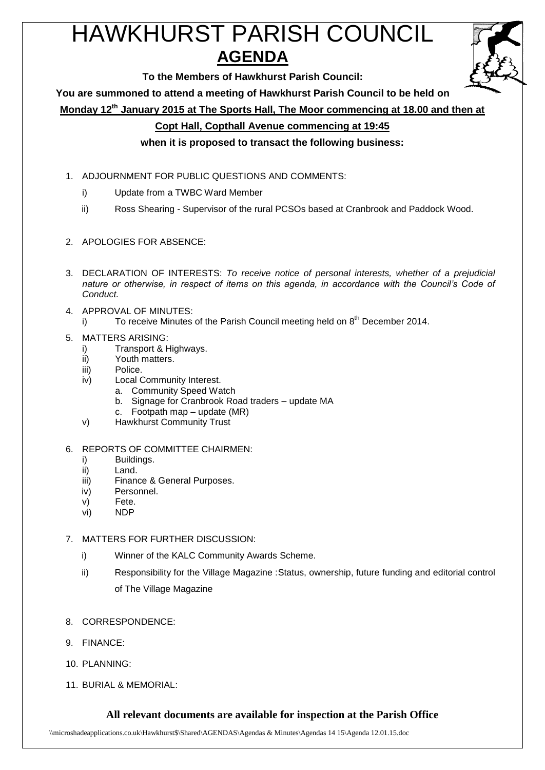# HAWKHURST PARISH COUNCIL

## AGENDA

**To the Members of Hawkhurst Parish Council:**

**You are summoned to attend a meeting of Hawkhurst Parish Council to be held on**

**Monday 12th January 2015 at The Sports Hall, The Moor commencing at 18.00 and then at Copt Hall, Copthall Avenue commencing at 19:45**

**when it is proposed to transact the following business:**

1. ADJOURNMENT FOR PUBLIC QUESTIONS AND COMMENTS:
   - i) Update from a TWBC Ward Member
   - ii) Ross Shearing - Supervisor of the rural PCSOs based at Cranbrook and Paddock Wood.

2. APOLOGIES FOR ABSENCE:

3. DECLARATION OF INTERESTS: *To receive notice of personal interests, whether of a prejudicial nature or otherwise, in respect of items on this agenda, in accordance with the Council's Code of Conduct.*

4. APPROVAL OF MINUTES:
   - i) To receive Minutes of the Parish Council meeting held on 8th December 2014.

5. MATTERS ARISING:
   - i) Transport & Highways.
   - ii) Youth matters.
   - iii) Police.
   - iv) Local Community Interest.
     - a. Community Speed Watch
     - b. Signage for Cranbrook Road traders – update MA
     - c. Footpath map – update (MR)
   - v) Hawkhurst Community Trust

6. REPORTS OF COMMITTEE CHAIRMEN:
   - i) Buildings.
   - ii) Land.
   - iii) Finance & General Purposes.
   - iv) Personnel.
   - v) Fete.
   - vi) NDP

7. MATTERS FOR FURTHER DISCUSSION:
   - i) Winner of the KALC Community Awards Scheme.
   - ii) Responsibility for the Village Magazine :Status, ownership, future funding and editorial control of The Village Magazine

8. CORRESPONDENCE:

9. FINANCE:

10. PLANNING:

11. BURIAL & MEMORIAL:

**All relevant documents are available for inspection at the Parish Office**

\\microshadeapplications.co.uk\Hawkhurst$\Shared\AGENDAS\Agendas & Minutes\Agendas 14 15\Agenda 12.01.15.doc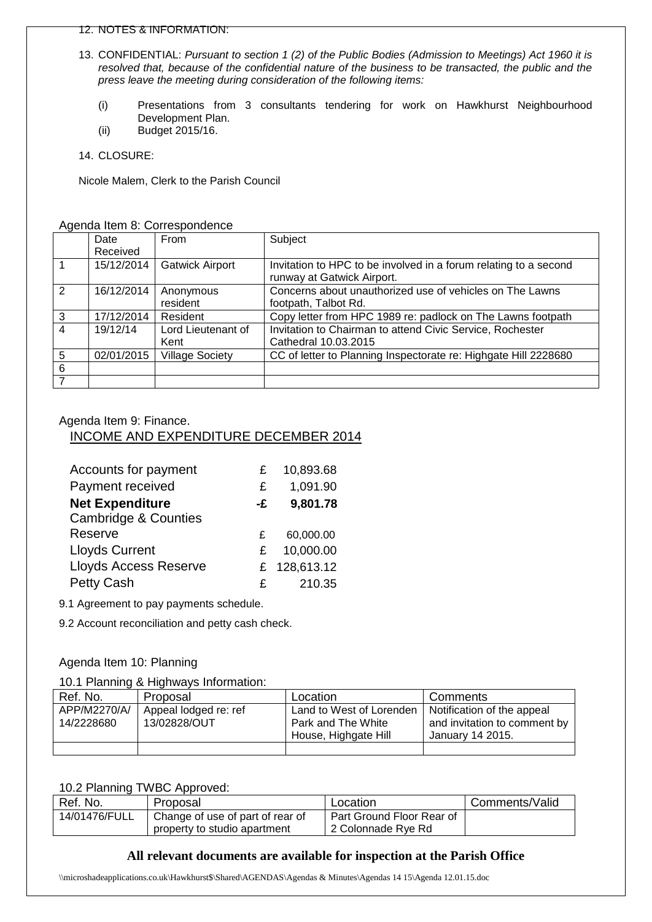12. NOTES & INFORMATION:

13. CONFIDENTIAL: *Pursuant to section 1 (2) of the Public Bodies (Admission to Meetings) Act 1960 it is resolved that, because of the confidential nature of the business to be transacted, the public and the press leave the meeting during consideration of the following items:*

    (i) Presentations from 3 consultants tendering for work on Hawkhurst Neighbourhood Development Plan.

    (ii) Budget 2015/16.

14. CLOSURE:

Nicole Malem, Clerk to the Parish Council

Agenda Item 8: Correspondence

| | Date Received | From | Subject |
|---|---|---|---|
| 1 | 15/12/2014 | Gatwick Airport | Invitation to HPC to be involved in a forum relating to a second runway at Gatwick Airport. |
| 2 | 16/12/2014 | Anonymous resident | Concerns about unauthorized use of vehicles on The Lawns footpath, Talbot Rd. |
| 3 | 17/12/2014 | Resident | Copy letter from HPC 1989 re: padlock on The Lawns footpath |
| 4 | 19/12/14 | Lord Lieutenant of Kent | Invitation to Chairman to attend Civic Service, Rochester Cathedral 10.03.2015 |
| 5 | 02/01/2015 | Village Society | CC of letter to Planning Inspectorate re: Highgate Hill 2228680 |
| 6 | | | |
| 7 | | | |

Agenda Item 9: Finance.

INCOME AND EXPENDITURE DECEMBER 2014

| | | |
|---|---|---|
| Accounts for payment | £ | 10,893.68 |
| Payment received | £ | 1,091.90 |
| **Net Expenditure** | **-£** | **9,801.78** |
| Cambridge & Counties Reserve | £ | 60,000.00 |
| Lloyds Current | £ | 10,000.00 |
| Lloyds Access Reserve | £ | 128,613.12 |
| Petty Cash | £ | 210.35 |

9.1 Agreement to pay payments schedule.

9.2 Account reconciliation and petty cash check.

Agenda Item 10: Planning

10.1 Planning & Highways Information:

| Ref. No. | Proposal | Location | Comments |
|---|---|---|---|
| APP/M2270/A/14/2228680 | Appeal lodged re: ref 13/02828/OUT | Land to West of Lorenden Park and The White House, Highgate Hill | Notification of the appeal and invitation to comment by January 14 2015. |
| | | | |

10.2 Planning TWBC Approved:

| Ref. No. | Proposal | Location | Comments/Valid |
|---|---|---|---|
| 14/01476/FULL | Change of use of part of rear of property to studio apartment | Part Ground Floor Rear of 2 Colonnade Rye Rd | |

**All relevant documents are available for inspection at the Parish Office**

\\microshadeapplications.co.uk\Hawkhurst$\Shared\AGENDAS\Agendas & Minutes\Agendas 14 15\Agenda 12.01.15.doc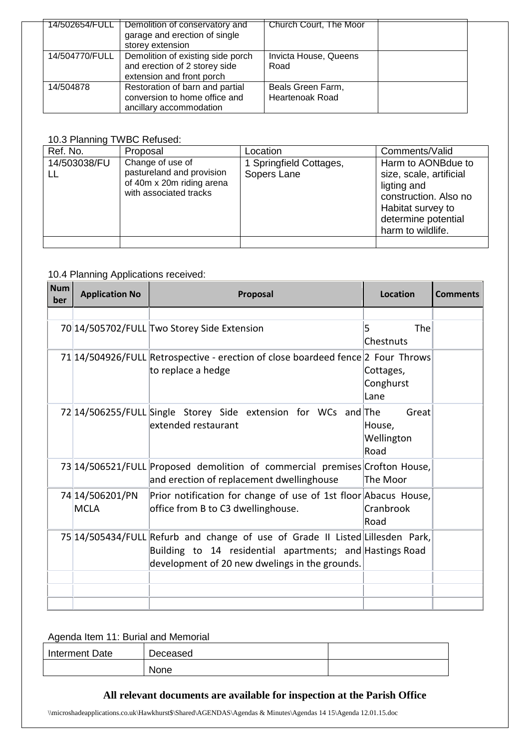| | | | |
|---|---|---|---|
| 14/502654/FULL | Demolition of conservatory and garage and erection of single storey extension | Church Court, The Moor | |
| 14/504770/FULL | Demolition of existing side porch and erection of 2 storey side extension and front porch | Invicta House, Queens Road | |
| 14/504878 | Restoration of barn and partial conversion to home office and ancillary accommodation | Beals Green Farm, Heartenoak Road | |

10.3 Planning TWBC Refused:

| Ref. No. | Proposal | Location | Comments/Valid |
|---|---|---|---|
| 14/503038/FULL | Change of use of pastureland and provision of 40m x 20m riding arena with associated tracks | 1 Springfield Cottages, Sopers Lane | Harm to AONBdue to size, scale, artificial ligting and construction. Also no Habitat survey to determine potential harm to wildlife. |
| | | | |

10.4 Planning Applications received:

| Number | Application No | Proposal | Location | Comments |
|---|---|---|---|---|
| | | | | |
| 70 | 14/505702/FULL | Two Storey Side Extension | 5 The Chestnuts | |
| 71 | 14/504926/FULL | Retrospective - erection of close boardeed fence to replace a hedge | 2 Four Throws Cottages, Conghurst Lane | |
| 72 | 14/506255/FULL | Single Storey Side extension for WCs and extended restaurant | The Great House, Wellington Road | |
| 73 | 14/506521/FULL | Proposed demolition of commercial premises and erection of replacement dwellinghouse | Crofton House, The Moor | |
| 74 | 14/506201/PNMCLA | Prior notification for change of use of 1st floor office from B to C3 dwellinghouse. | Abacus House, Cranbrook Road | |
| 75 | 14/505434/FULL | Refurb and change of use of Grade II Listed Building to 14 residential apartments; and development of 20 new dwelings in the grounds. | Lillesden Park, Hastings Road | |
| | | | | |
| | | | | |
| | | | | |

Agenda Item 11: Burial and Memorial

| Interment Date | Deceased | |
|---|---|---|
| | None | |

**All relevant documents are available for inspection at the Parish Office**

\\microshadeapplications.co.uk\Hawkhurst$\Shared\AGENDAS\Agendas & Minutes\Agendas 14 15\Agenda 12.01.15.doc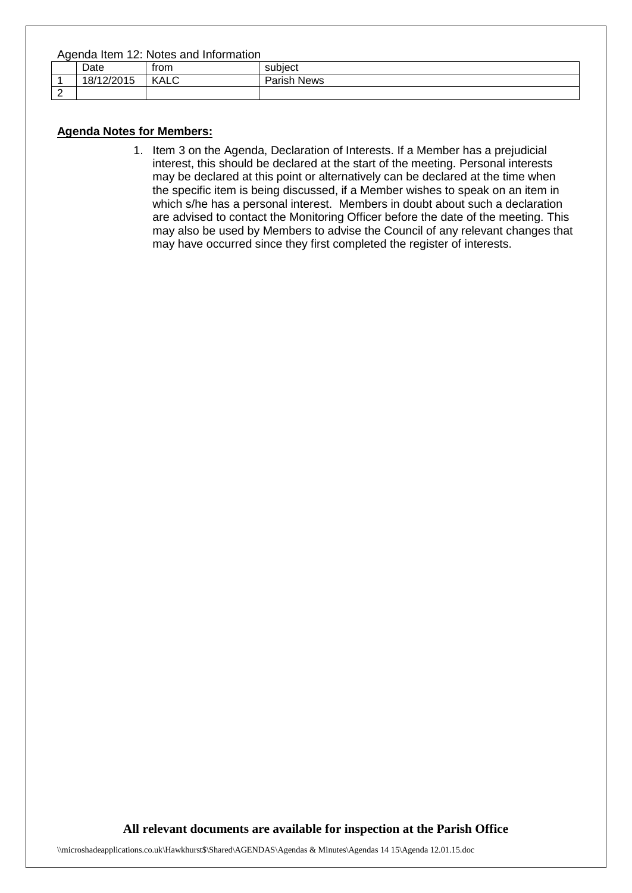Agenda Item 12: Notes and Information

| | Date | from | subject |
|---|---|---|---|
| 1 | 18/12/2015 | KALC | Parish News |
| 2 | | | |

**Agenda Notes for Members:**

1. Item 3 on the Agenda, Declaration of Interests. If a Member has a prejudicial interest, this should be declared at the start of the meeting. Personal interests may be declared at this point or alternatively can be declared at the time when the specific item is being discussed, if a Member wishes to speak on an item in which s/he has a personal interest. Members in doubt about such a declaration are advised to contact the Monitoring Officer before the date of the meeting. This may also be used by Members to advise the Council of any relevant changes that may have occurred since they first completed the register of interests.

**All relevant documents are available for inspection at the Parish Office**

\\microshadeapplications.co.uk\Hawkhurst$\Shared\AGENDAS\Agendas & Minutes\Agendas 14 15\Agenda 12.01.15.doc